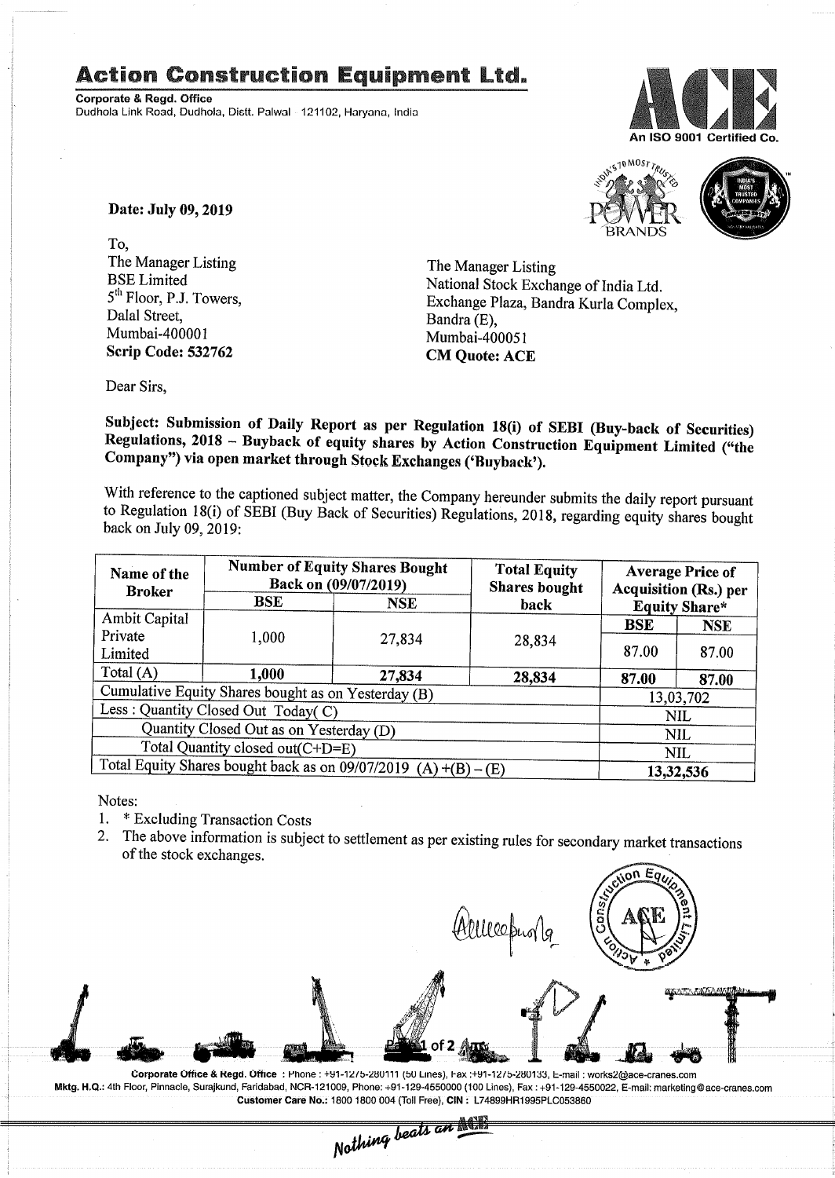# Action Construction Equipment Ltd.

**Corporate & Regd. Office**
Dudhola Link Road, Dudhola, Distt. Palwal 121102, Haryana, India

An ISO 9001 Certified Co.

**Date: July 09, 2019**

To,
The Manager Listing
BSE Limited
5th Floor, P.J. Towers,
Dalal Street,
Mumbai-400001
**Scrip Code: 532762**

The Manager Listing
National Stock Exchange of India Ltd.
Exchange Plaza, Bandra Kurla Complex,
Bandra (E),
Mumbai-400051
**CM Quote: ACE**

Dear Sirs,

**Subject: Submission of Daily Report as per Regulation 18(i) of SEBI (Buy-back of Securities) Regulations, 2018 – Buyback of equity shares by Action Construction Equipment Limited ("the Company") via open market through Stock Exchanges ('Buyback').**

With reference to the captioned subject matter, the Company hereunder submits the daily report pursuant to Regulation 18(i) of SEBI (Buy Back of Securities) Regulations, 2018, regarding equity shares bought back on July 09, 2019:

| Name of the Broker | Number of Equity Shares Bought Back on (09/07/2019) | | Total Equity Shares bought back | Average Price of Acquisition (Rs.) per Equity Share* | |
|---|---|---|---|---|---|
| | BSE | NSE | | BSE | NSE |
| Ambit Capital Private Limited | 1,000 | 27,834 | 28,834 | 87.00 | 87.00 |
| Total (A) | **1,000** | **27,834** | **28,834** | **87.00** | **87.00** |
| Cumulative Equity Shares bought as on Yesterday (B) | | | | 13,03,702 | |
| Less : Quantity Closed Out Today( C) | | | | NIL | |
| Quantity Closed Out as on Yesterday (D) | | | | NIL | |
| Total Quantity closed out(C+D=E) | | | | NIL | |
| Total Equity Shares bought back as on 09/07/2019 (A) +(B) – (E) | | | | **13,32,536** | |

Notes:
1. * Excluding Transaction Costs
2. The above information is subject to settlement as per existing rules for secondary market transactions of the stock exchanges.

Corporate Office & Regd. Office : Phone : +91-1275-280111 (50 Lines), Fax :+91-1275-280133, E-mail : works2@ace-cranes.com
Mktg. H.Q.: 4th Floor, Pinnacle, Surajkund, Faridabad, NCR-121009, Phone: +91-129-4550000 (100 Lines), Fax : +91-129-4550022, E-mail: marketing@ace-cranes.com
Customer Care No.: 1800 1800 004 (Toll Free), CIN : L74899HR1995PLC053860

*Nothing beats an ACE*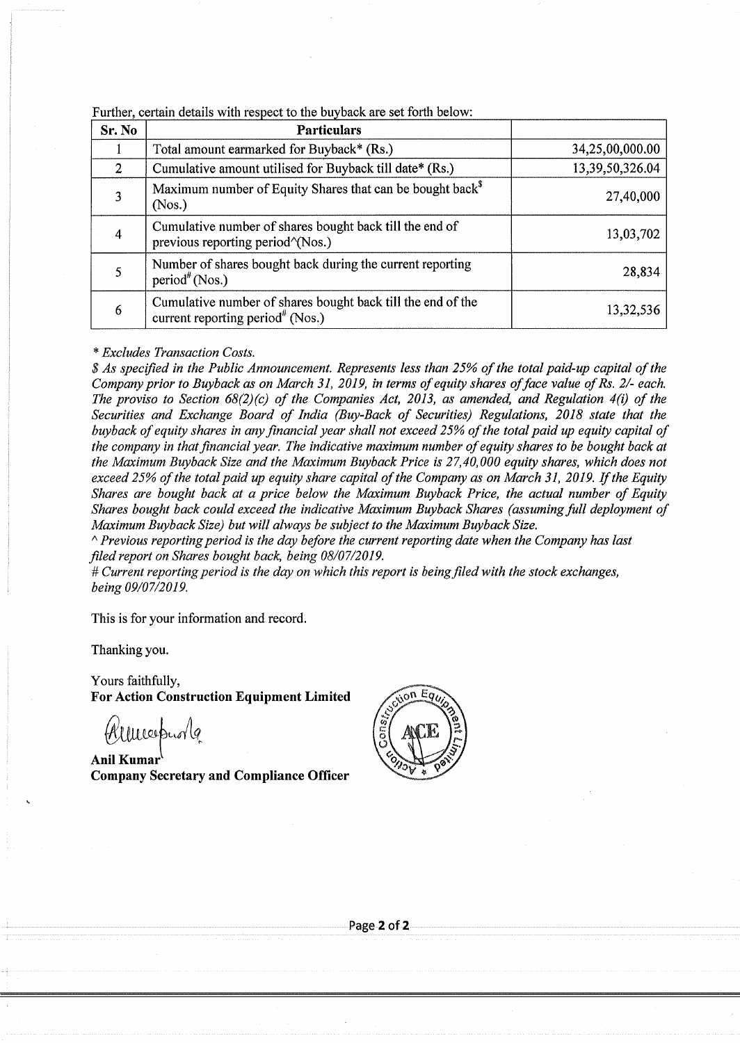Further, certain details with respect to the buyback are set forth below:

| Sr. No | Particulars | |
|---|---|---|
| 1 | Total amount earmarked for Buyback* (Rs.) | 34,25,00,000.00 |
| 2 | Cumulative amount utilised for Buyback till date* (Rs.) | 13,39,50,326.04 |
| 3 | Maximum number of Equity Shares that can be bought back$ (Nos.) | 27,40,000 |
| 4 | Cumulative number of shares bought back till the end of previous reporting period^(Nos.) | 13,03,702 |
| 5 | Number of shares bought back during the current reporting period# (Nos.) | 28,834 |
| 6 | Cumulative number of shares bought back till the end of the current reporting period# (Nos.) | 13,32,536 |

*\* Excludes Transaction Costs.*

*$ As specified in the Public Announcement. Represents less than 25% of the total paid-up capital of the Company prior to Buyback as on March 31, 2019, in terms of equity shares of face value of Rs. 2/- each. The proviso to Section 68(2)(c) of the Companies Act, 2013, as amended, and Regulation 4(i) of the Securities and Exchange Board of India (Buy-Back of Securities) Regulations, 2018 state that the buyback of equity shares in any financial year shall not exceed 25% of the total paid up equity capital of the company in that financial year. The indicative maximum number of equity shares to be bought back at the Maximum Buyback Size and the Maximum Buyback Price is 27,40,000 equity shares, which does not exceed 25% of the total paid up equity share capital of the Company as on March 31, 2019. If the Equity Shares are bought back at a price below the Maximum Buyback Price, the actual number of Equity Shares bought back could exceed the indicative Maximum Buyback Shares (assuming full deployment of Maximum Buyback Size) but will always be subject to the Maximum Buyback Size.*

*^ Previous reporting period is the day before the current reporting date when the Company has last filed report on Shares bought back, being 08/07/2019.*

*# Current reporting period is the day on which this report is being filed with the stock exchanges, being 09/07/2019.*

This is for your information and record.

Thanking you.

Yours faithfully,
**For Action Construction Equipment Limited**

**Anil Kumar**
**Company Secretary and Compliance Officer**